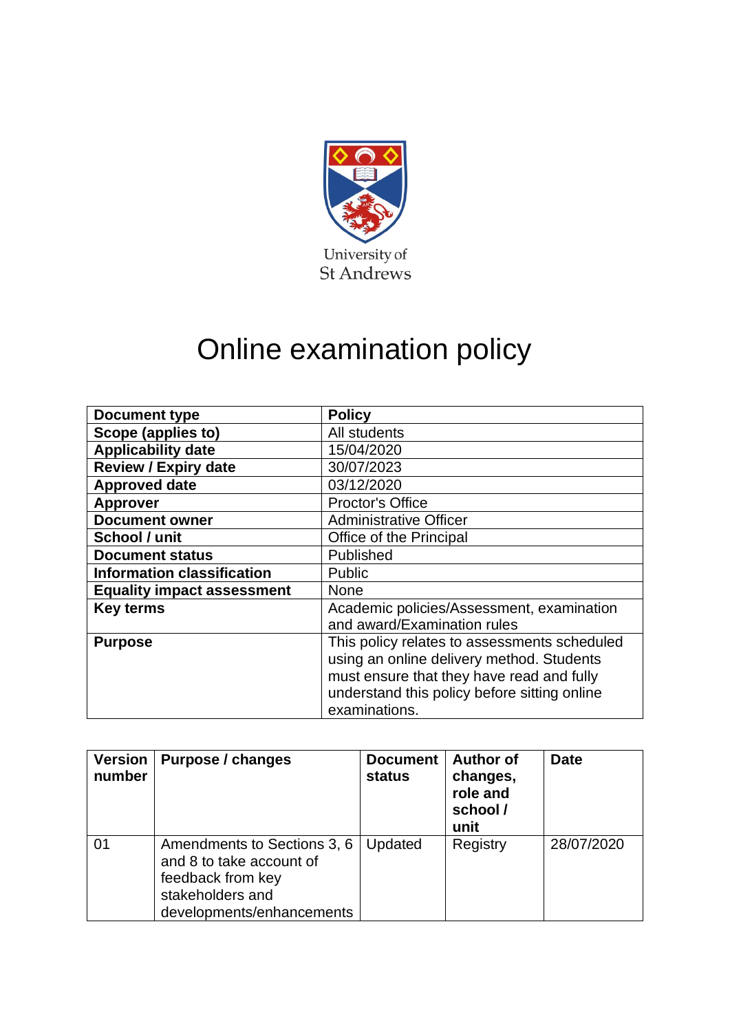University of St Andrews

# Online examination policy

| Document type | Policy |
|---|---|
| Scope (applies to) | All students |
| Applicability date | 15/04/2020 |
| Review / Expiry date | 30/07/2023 |
| Approved date | 03/12/2020 |
| Approver | Proctor's Office |
| Document owner | Administrative Officer |
| School / unit | Office of the Principal |
| Document status | Published |
| Information classification | Public |
| Equality impact assessment | None |
| Key terms | Academic policies/Assessment, examination and award/Examination rules |
| Purpose | This policy relates to assessments scheduled using an online delivery method. Students must ensure that they have read and fully understand this policy before sitting online examinations. |

| Version number | Purpose / changes | Document status | Author of changes, role and school / unit | Date |
|---|---|---|---|---|
| 01 | Amendments to Sections 3, 6 and 8 to take account of feedback from key stakeholders and developments/enhancements | Updated | Registry | 28/07/2020 |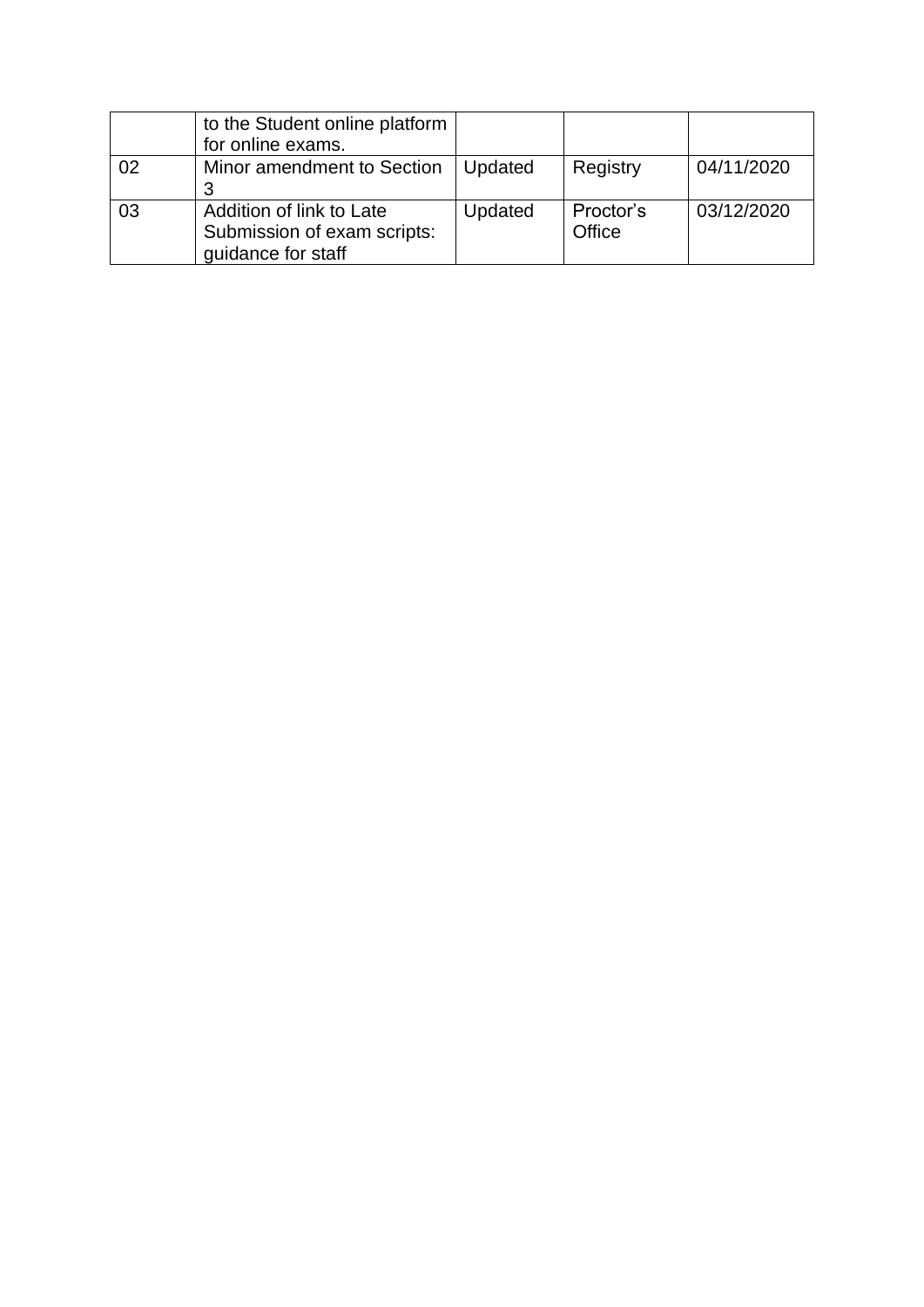| | | | | |
|---|---|---|---|---|
| | to the Student online platform for online exams. | | | |
| 02 | Minor amendment to Section 3 | Updated | Registry | 04/11/2020 |
| 03 | Addition of link to Late Submission of exam scripts: guidance for staff | Updated | Proctor's Office | 03/12/2020 |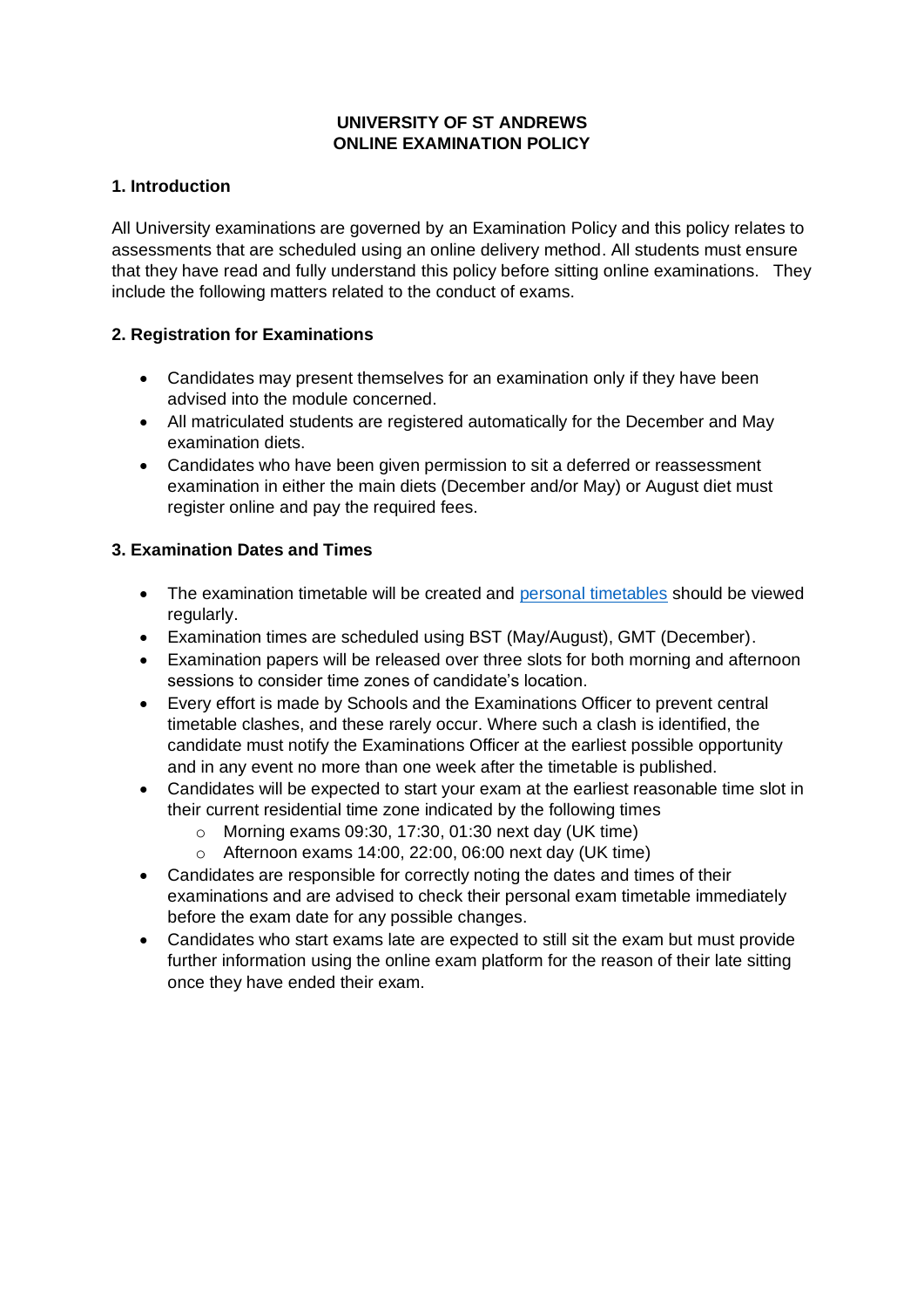**UNIVERSITY OF ST ANDREWS**
**ONLINE EXAMINATION POLICY**

## 1. Introduction

All University examinations are governed by an Examination Policy and this policy relates to assessments that are scheduled using an online delivery method. All students must ensure that they have read and fully understand this policy before sitting online examinations. They include the following matters related to the conduct of exams.

## 2. Registration for Examinations

- Candidates may present themselves for an examination only if they have been advised into the module concerned.
- All matriculated students are registered automatically for the December and May examination diets.
- Candidates who have been given permission to sit a deferred or reassessment examination in either the main diets (December and/or May) or August diet must register online and pay the required fees.

## 3. Examination Dates and Times

- The examination timetable will be created and personal timetables should be viewed regularly.
- Examination times are scheduled using BST (May/August), GMT (December).
- Examination papers will be released over three slots for both morning and afternoon sessions to consider time zones of candidate's location.
- Every effort is made by Schools and the Examinations Officer to prevent central timetable clashes, and these rarely occur. Where such a clash is identified, the candidate must notify the Examinations Officer at the earliest possible opportunity and in any event no more than one week after the timetable is published.
- Candidates will be expected to start your exam at the earliest reasonable time slot in their current residential time zone indicated by the following times
  - Morning exams 09:30, 17:30, 01:30 next day (UK time)
  - Afternoon exams 14:00, 22:00, 06:00 next day (UK time)
- Candidates are responsible for correctly noting the dates and times of their examinations and are advised to check their personal exam timetable immediately before the exam date for any possible changes.
- Candidates who start exams late are expected to still sit the exam but must provide further information using the online exam platform for the reason of their late sitting once they have ended their exam.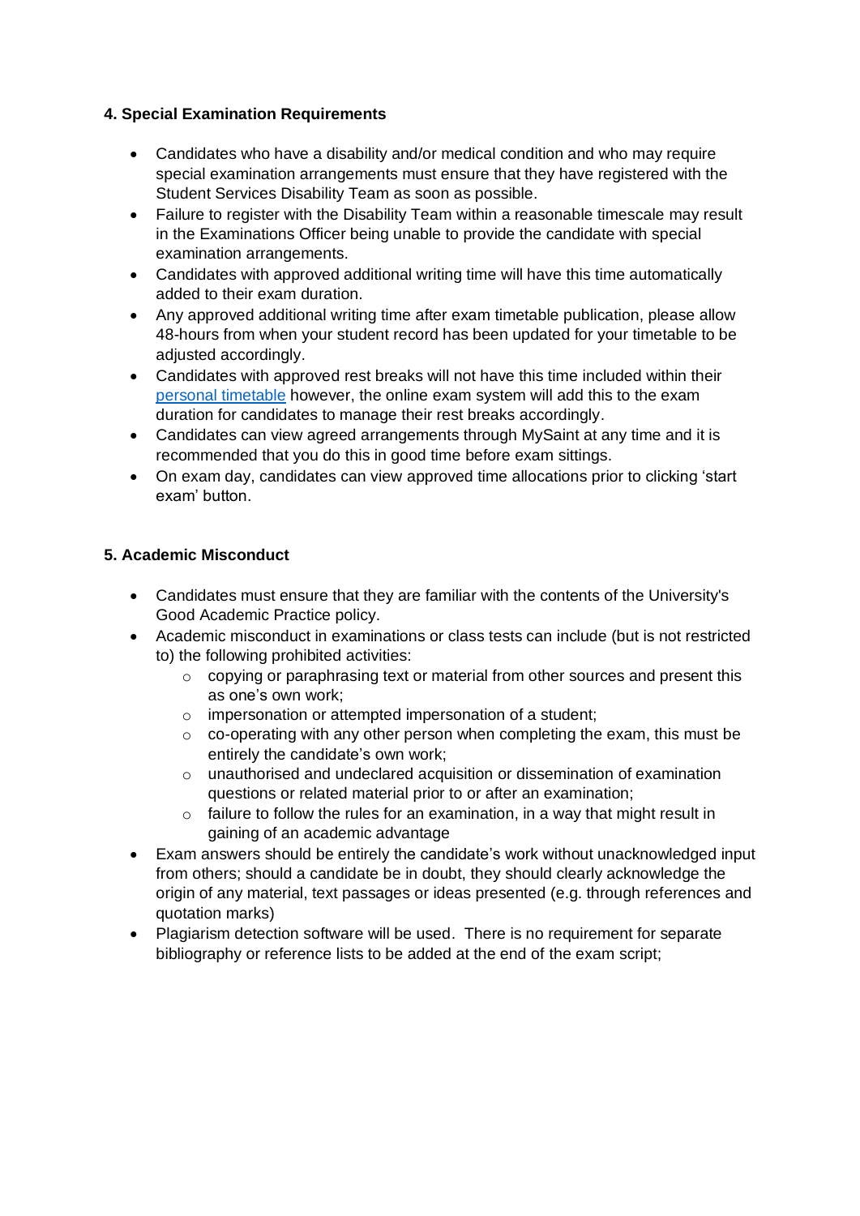### 4. Special Examination Requirements

- Candidates who have a disability and/or medical condition and who may require special examination arrangements must ensure that they have registered with the Student Services Disability Team as soon as possible.
- Failure to register with the Disability Team within a reasonable timescale may result in the Examinations Officer being unable to provide the candidate with special examination arrangements.
- Candidates with approved additional writing time will have this time automatically added to their exam duration.
- Any approved additional writing time after exam timetable publication, please allow 48-hours from when your student record has been updated for your timetable to be adjusted accordingly.
- Candidates with approved rest breaks will not have this time included within their [personal timetable]() however, the online exam system will add this to the exam duration for candidates to manage their rest breaks accordingly.
- Candidates can view agreed arrangements through MySaint at any time and it is recommended that you do this in good time before exam sittings.
- On exam day, candidates can view approved time allocations prior to clicking 'start exam' button.

### 5. Academic Misconduct

- Candidates must ensure that they are familiar with the contents of the University's Good Academic Practice policy.
- Academic misconduct in examinations or class tests can include (but is not restricted to) the following prohibited activities:
  - copying or paraphrasing text or material from other sources and present this as one's own work;
  - impersonation or attempted impersonation of a student;
  - co-operating with any other person when completing the exam, this must be entirely the candidate's own work;
  - unauthorised and undeclared acquisition or dissemination of examination questions or related material prior to or after an examination;
  - failure to follow the rules for an examination, in a way that might result in gaining of an academic advantage
- Exam answers should be entirely the candidate's work without unacknowledged input from others; should a candidate be in doubt, they should clearly acknowledge the origin of any material, text passages or ideas presented (e.g. through references and quotation marks)
- Plagiarism detection software will be used. There is no requirement for separate bibliography or reference lists to be added at the end of the exam script;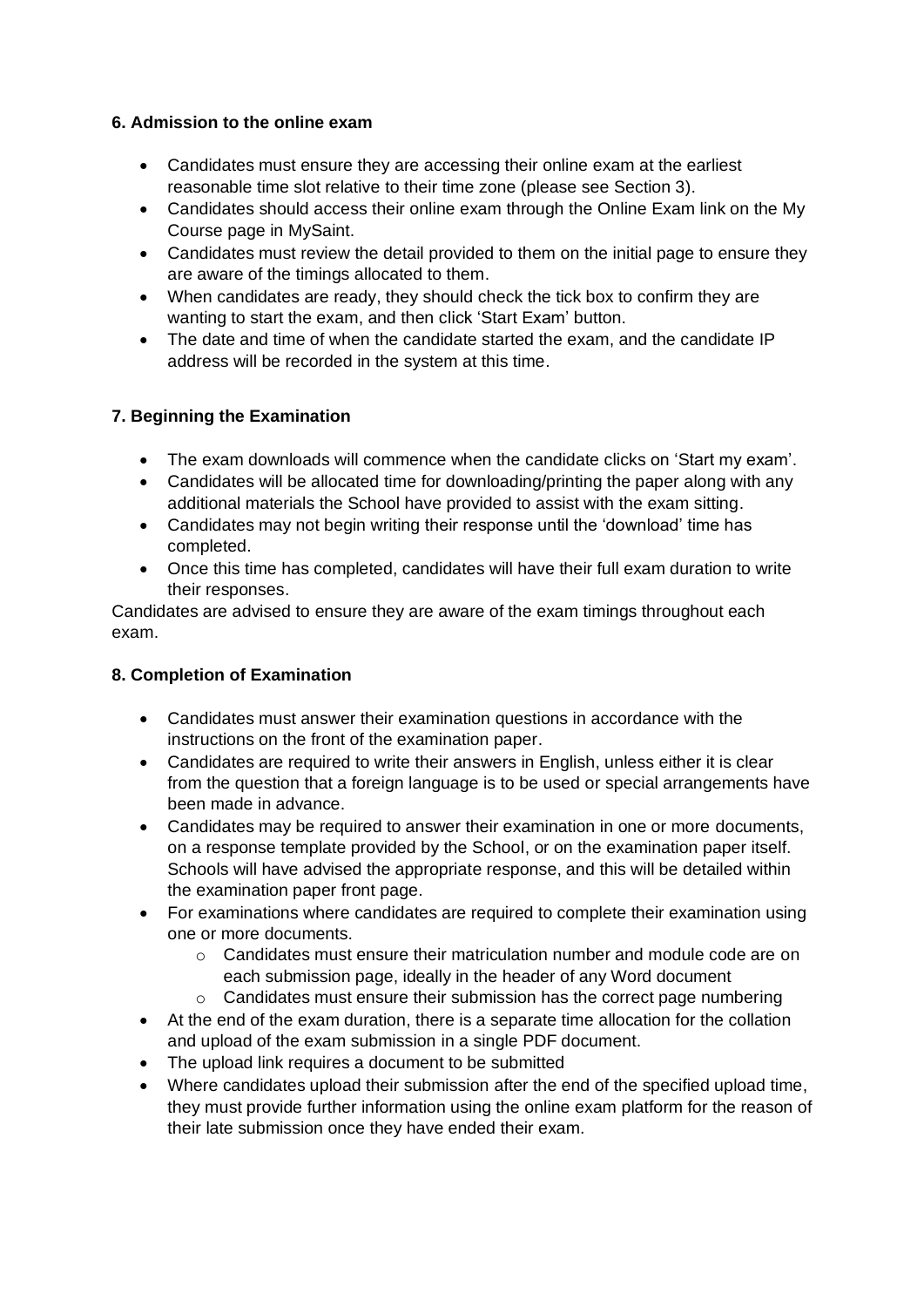**6. Admission to the online exam**

- Candidates must ensure they are accessing their online exam at the earliest reasonable time slot relative to their time zone (please see Section 3).
- Candidates should access their online exam through the Online Exam link on the My Course page in MySaint.
- Candidates must review the detail provided to them on the initial page to ensure they are aware of the timings allocated to them.
- When candidates are ready, they should check the tick box to confirm they are wanting to start the exam, and then click 'Start Exam' button.
- The date and time of when the candidate started the exam, and the candidate IP address will be recorded in the system at this time.

**7. Beginning the Examination**

- The exam downloads will commence when the candidate clicks on 'Start my exam'.
- Candidates will be allocated time for downloading/printing the paper along with any additional materials the School have provided to assist with the exam sitting.
- Candidates may not begin writing their response until the 'download' time has completed.
- Once this time has completed, candidates will have their full exam duration to write their responses.

Candidates are advised to ensure they are aware of the exam timings throughout each exam.

**8. Completion of Examination**

- Candidates must answer their examination questions in accordance with the instructions on the front of the examination paper.
- Candidates are required to write their answers in English, unless either it is clear from the question that a foreign language is to be used or special arrangements have been made in advance.
- Candidates may be required to answer their examination in one or more documents, on a response template provided by the School, or on the examination paper itself. Schools will have advised the appropriate response, and this will be detailed within the examination paper front page.
- For examinations where candidates are required to complete their examination using one or more documents.
    - Candidates must ensure their matriculation number and module code are on each submission page, ideally in the header of any Word document
    - Candidates must ensure their submission has the correct page numbering
- At the end of the exam duration, there is a separate time allocation for the collation and upload of the exam submission in a single PDF document.
- The upload link requires a document to be submitted
- Where candidates upload their submission after the end of the specified upload time, they must provide further information using the online exam platform for the reason of their late submission once they have ended their exam.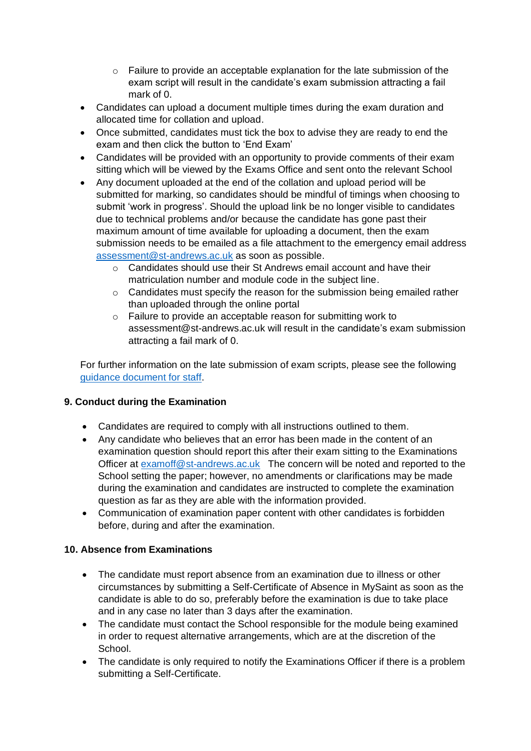- Failure to provide an acceptable explanation for the late submission of the exam script will result in the candidate's exam submission attracting a fail mark of 0.
- Candidates can upload a document multiple times during the exam duration and allocated time for collation and upload.
- Once submitted, candidates must tick the box to advise they are ready to end the exam and then click the button to 'End Exam'
- Candidates will be provided with an opportunity to provide comments of their exam sitting which will be viewed by the Exams Office and sent onto the relevant School
- Any document uploaded at the end of the collation and upload period will be submitted for marking, so candidates should be mindful of timings when choosing to submit 'work in progress'. Should the upload link be no longer visible to candidates due to technical problems and/or because the candidate has gone past their maximum amount of time available for uploading a document, then the exam submission needs to be emailed as a file attachment to the emergency email address [assessment@st-andrews.ac.uk](mailto:assessment@st-andrews.ac.uk) as soon as possible.
  - Candidates should use their St Andrews email account and have their matriculation number and module code in the subject line.
  - Candidates must specify the reason for the submission being emailed rather than uploaded through the online portal
  - Failure to provide an acceptable reason for submitting work to assessment@st-andrews.ac.uk will result in the candidate's exam submission attracting a fail mark of 0.

For further information on the late submission of exam scripts, please see the following guidance document for staff.

## 9. Conduct during the Examination

- Candidates are required to comply with all instructions outlined to them.
- Any candidate who believes that an error has been made in the content of an examination question should report this after their exam sitting to the Examinations Officer at [examoff@st-andrews.ac.uk](mailto:examoff@st-andrews.ac.uk) The concern will be noted and reported to the School setting the paper; however, no amendments or clarifications may be made during the examination and candidates are instructed to complete the examination question as far as they are able with the information provided.
- Communication of examination paper content with other candidates is forbidden before, during and after the examination.

## 10. Absence from Examinations

- The candidate must report absence from an examination due to illness or other circumstances by submitting a Self-Certificate of Absence in MySaint as soon as the candidate is able to do so, preferably before the examination is due to take place and in any case no later than 3 days after the examination.
- The candidate must contact the School responsible for the module being examined in order to request alternative arrangements, which are at the discretion of the School.
- The candidate is only required to notify the Examinations Officer if there is a problem submitting a Self-Certificate.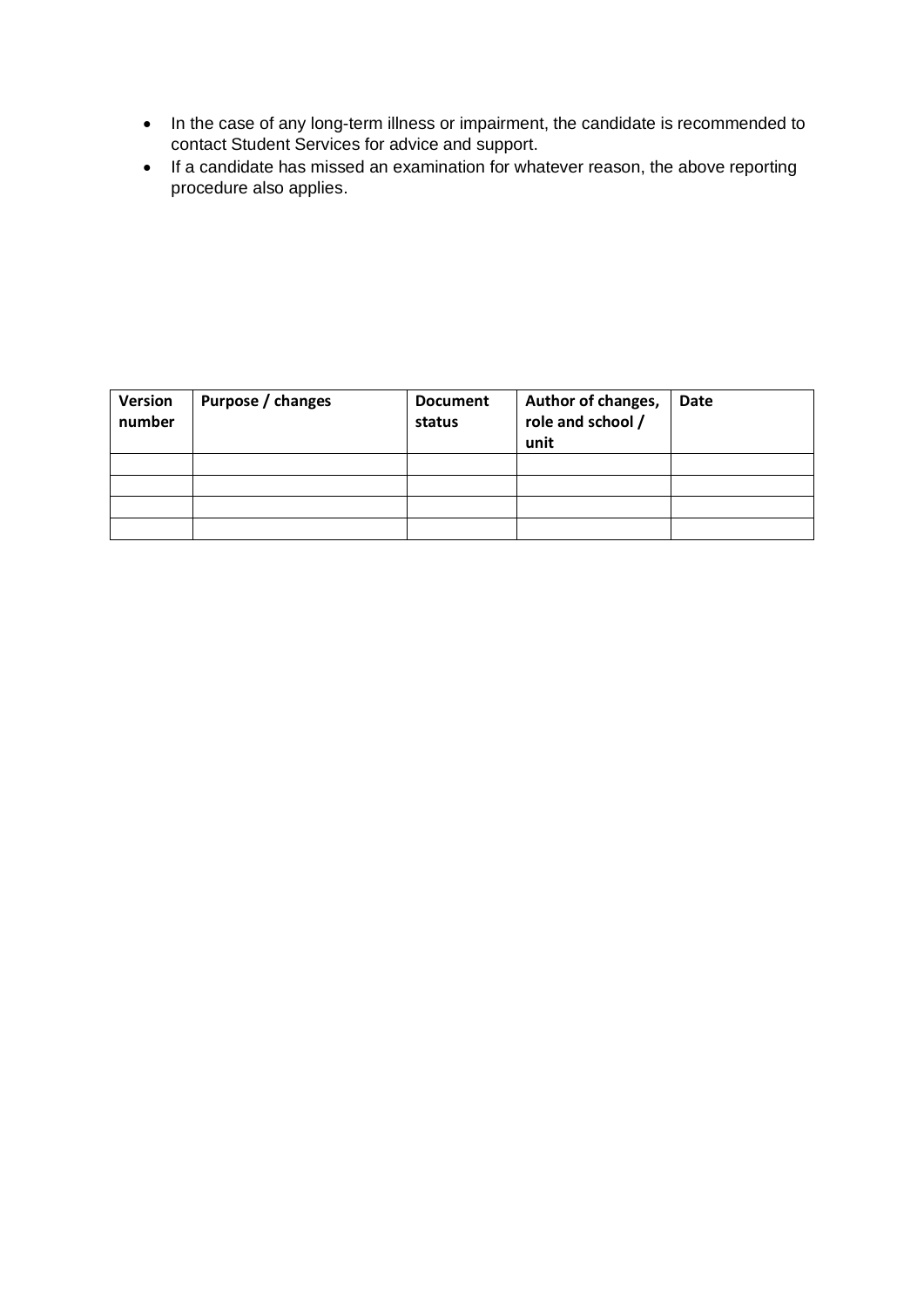- In the case of any long-term illness or impairment, the candidate is recommended to contact Student Services for advice and support.
- If a candidate has missed an examination for whatever reason, the above reporting procedure also applies.

| Version number | Purpose / changes | Document status | Author of changes, role and school / unit | Date |
| --- | --- | --- | --- | --- |
| | | | | |
| | | | | |
| | | | | |
| | | | | |